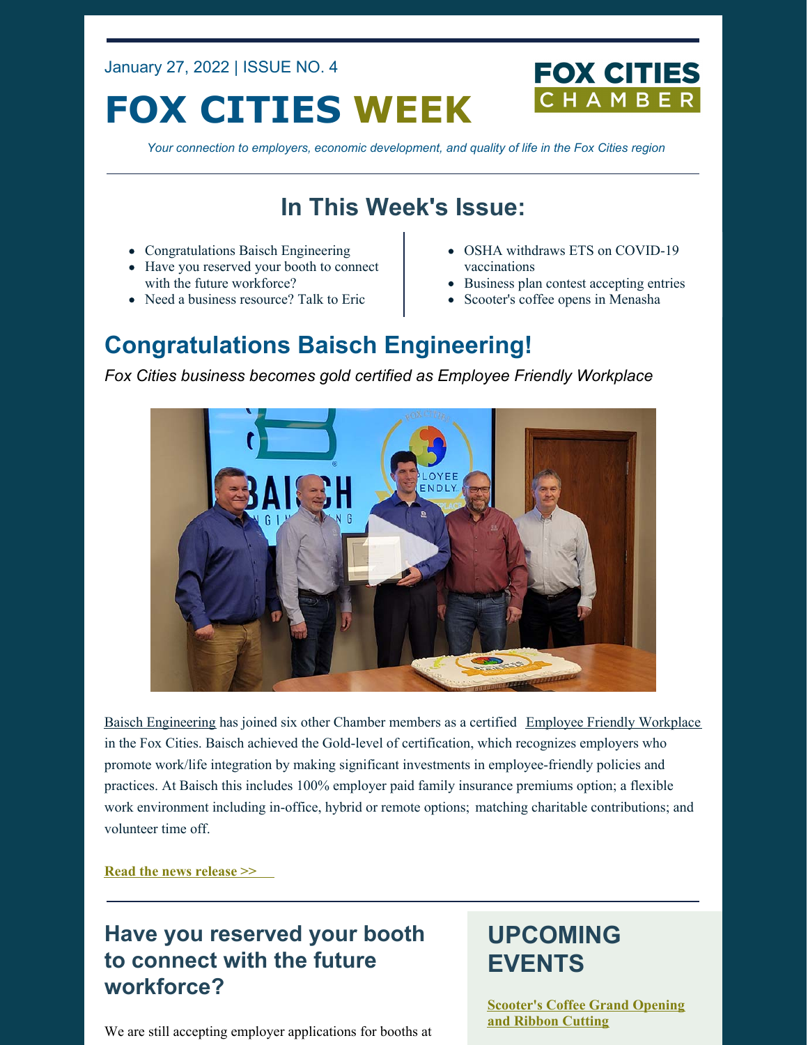January 27, 2022 | ISSUE NO. 4

# FOX CITIES WEEK

FOX CITIES CHAMBER

*Your connection to employers, economic development, and quality of life in the Fox Cities region*

## In This Week's Issue:

- Congratulations Baisch Engineering
- Have you reserved your booth to connect with the future workforce?
- Need a business resource? Talk to Eric
- OSHA withdraws ETS on COVID-19 vaccinations
- Business plan contest accepting entries
- Scooter's coffee opens in Menasha

## Congratulations Baisch Engineering!

*Fox Cities business becomes gold certified as Employee Friendly Workplace*

Baisch Engineering has joined six other Chamber members as a certified Employee Friendly Workplace in the Fox Cities. Baisch achieved the Gold-level of certification, which recognizes employers who promote work/life integration by making significant investments in employee-friendly policies and practices. At Baisch this includes 100% employer paid family insurance premiums option; a flexible work environment including in-office, hybrid or remote options; matching charitable contributions; and volunteer time off.

**Read the news release >>**

## Have you reserved your booth to connect with the future workforce?

We are still accepting employer applications for booths at

## UPCOMING EVENTS

**Scooter's Coffee Grand Opening and Ribbon Cutting**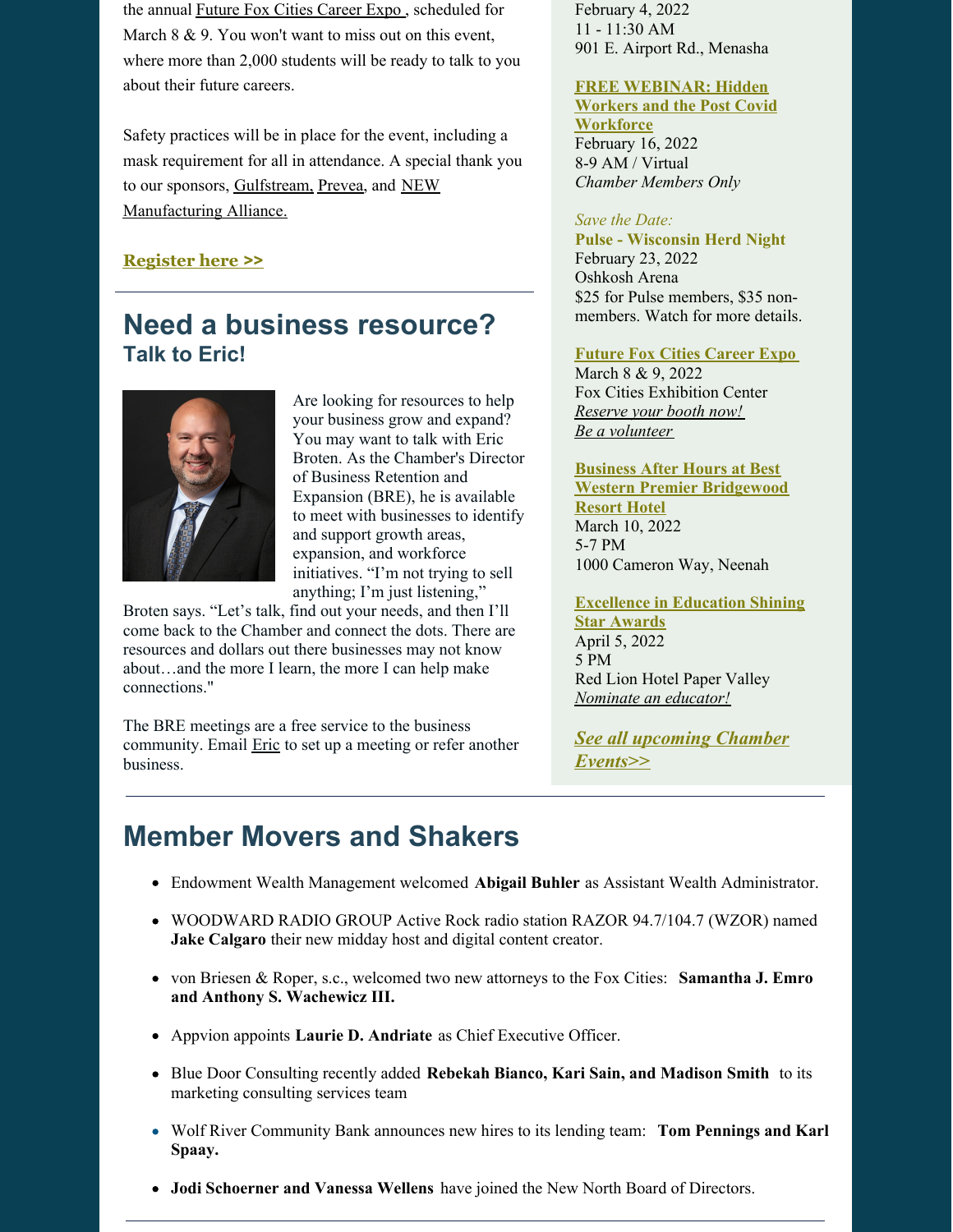the annual Future Fox Cities Career Expo , scheduled for March 8 & 9. You won't want to miss out on this event, where more than 2,000 students will be ready to talk to you about their future careers.

Safety practices will be in place for the event, including a mask requirement for all in attendance. A special thank you to our sponsors, Gulfstream, Prevea, and NEW Manufacturing Alliance.

**Register here >>**

---

## Need a business resource?
### Talk to Eric!

Are looking for resources to help your business grow and expand? You may want to talk with Eric Broten. As the Chamber's Director of Business Retention and Expansion (BRE), he is available to meet with businesses to identify and support growth areas, expansion, and workforce initiatives. "I'm not trying to sell anything; I'm just listening," Broten says. "Let's talk, find out your needs, and then I'll come back to the Chamber and connect the dots. There are resources and dollars out there businesses may not know about…and the more I learn, the more I can help make connections."

The BRE meetings are a free service to the business community. Email Eric to set up a meeting or refer another business.

February 4, 2022
11 - 11:30 AM
901 E. Airport Rd., Menasha

**FREE WEBINAR: Hidden Workers and the Post Covid Workforce**
February 16, 2022
8-9 AM / Virtual
*Chamber Members Only*

*Save the Date:*
**Pulse - Wisconsin Herd Night**
February 23, 2022
Oshkosh Arena
$25 for Pulse members, $35 non-members. Watch for more details.

**Future Fox Cities Career Expo**
March 8 & 9, 2022
Fox Cities Exhibition Center
*Reserve your booth now!*
*Be a volunteer*

**Business After Hours at Best Western Premier Bridgewood Resort Hotel**
March 10, 2022
5-7 PM
1000 Cameron Way, Neenah

**Excellence in Education Shining Star Awards**
April 5, 2022
5 PM
Red Lion Hotel Paper Valley
*Nominate an educator!*

***See all upcoming Chamber Events>>***

---

## Member Movers and Shakers

- Endowment Wealth Management welcomed **Abigail Buhler** as Assistant Wealth Administrator.
- WOODWARD RADIO GROUP Active Rock radio station RAZOR 94.7/104.7 (WZOR) named **Jake Calgaro** their new midday host and digital content creator.
- von Briesen & Roper, s.c., welcomed two new attorneys to the Fox Cities: **Samantha J. Emro and Anthony S. Wachewicz III.**
- Appvion appoints **Laurie D. Andriate** as Chief Executive Officer.
- Blue Door Consulting recently added **Rebekah Bianco, Kari Sain, and Madison Smith** to its marketing consulting services team
- Wolf River Community Bank announces new hires to its lending team: **Tom Pennings and Karl Spaay.**
- **Jodi Schoerner and Vanessa Wellens** have joined the New North Board of Directors.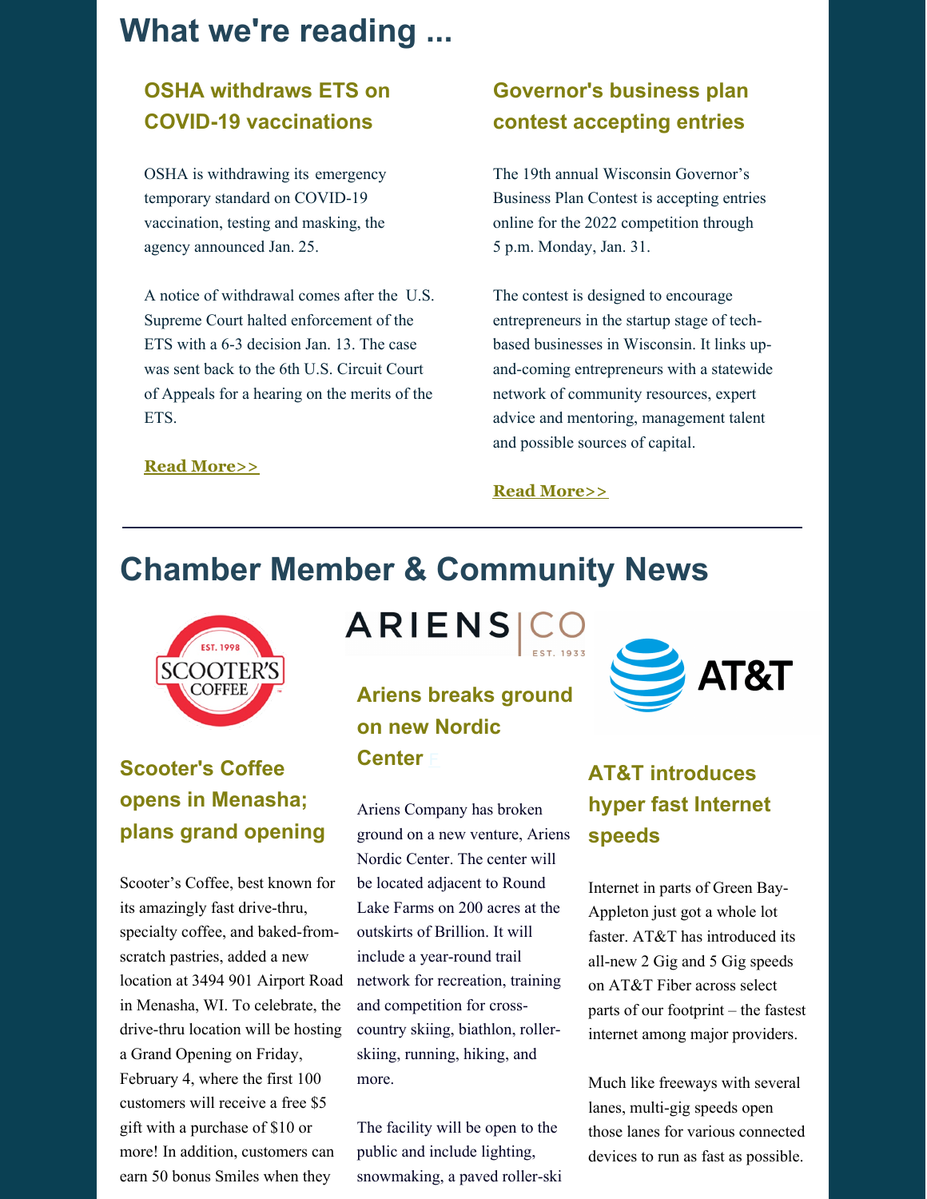# What we're reading ...

### OSHA withdraws ETS on COVID-19 vaccinations

OSHA is withdrawing its emergency temporary standard on COVID-19 vaccination, testing and masking, the agency announced Jan. 25.

A notice of withdrawal comes after the U.S. Supreme Court halted enforcement of the ETS with a 6-3 decision Jan. 13. The case was sent back to the 6th U.S. Circuit Court of Appeals for a hearing on the merits of the ETS.

**Read More>>**

### Governor's business plan contest accepting entries

The 19th annual Wisconsin Governor's Business Plan Contest is accepting entries online for the 2022 competition through 5 p.m. Monday, Jan. 31.

The contest is designed to encourage entrepreneurs in the startup stage of tech-based businesses in Wisconsin. It links up-and-coming entrepreneurs with a statewide network of community resources, expert advice and mentoring, management talent and possible sources of capital.

**Read More>>**

---

# Chamber Member & Community News

### Scooter's Coffee opens in Menasha; plans grand opening

Scooter's Coffee, best known for its amazingly fast drive-thru, specialty coffee, and baked-from-scratch pastries, added a new location at 3494 901 Airport Road in Menasha, WI. To celebrate, the drive-thru location will be hosting a Grand Opening on Friday, February 4, where the first 100 customers will receive a free $5 gift with a purchase of $10 or more! In addition, customers can earn 50 bonus Smiles when they

### Ariens breaks ground on new Nordic Center

Ariens Company has broken ground on a new venture, Ariens Nordic Center. The center will be located adjacent to Round Lake Farms on 200 acres at the outskirts of Brillion. It will include a year-round trail network for recreation, training and competition for cross-country skiing, biathlon, roller-skiing, running, hiking, and more.

The facility will be open to the public and include lighting, snowmaking, a paved roller-ski

### AT&T introduces hyper fast Internet speeds

Internet in parts of Green Bay-Appleton just got a whole lot faster. AT&T has introduced its all-new 2 Gig and 5 Gig speeds on AT&T Fiber across select parts of our footprint – the fastest internet among major providers.

Much like freeways with several lanes, multi-gig speeds open those lanes for various connected devices to run as fast as possible.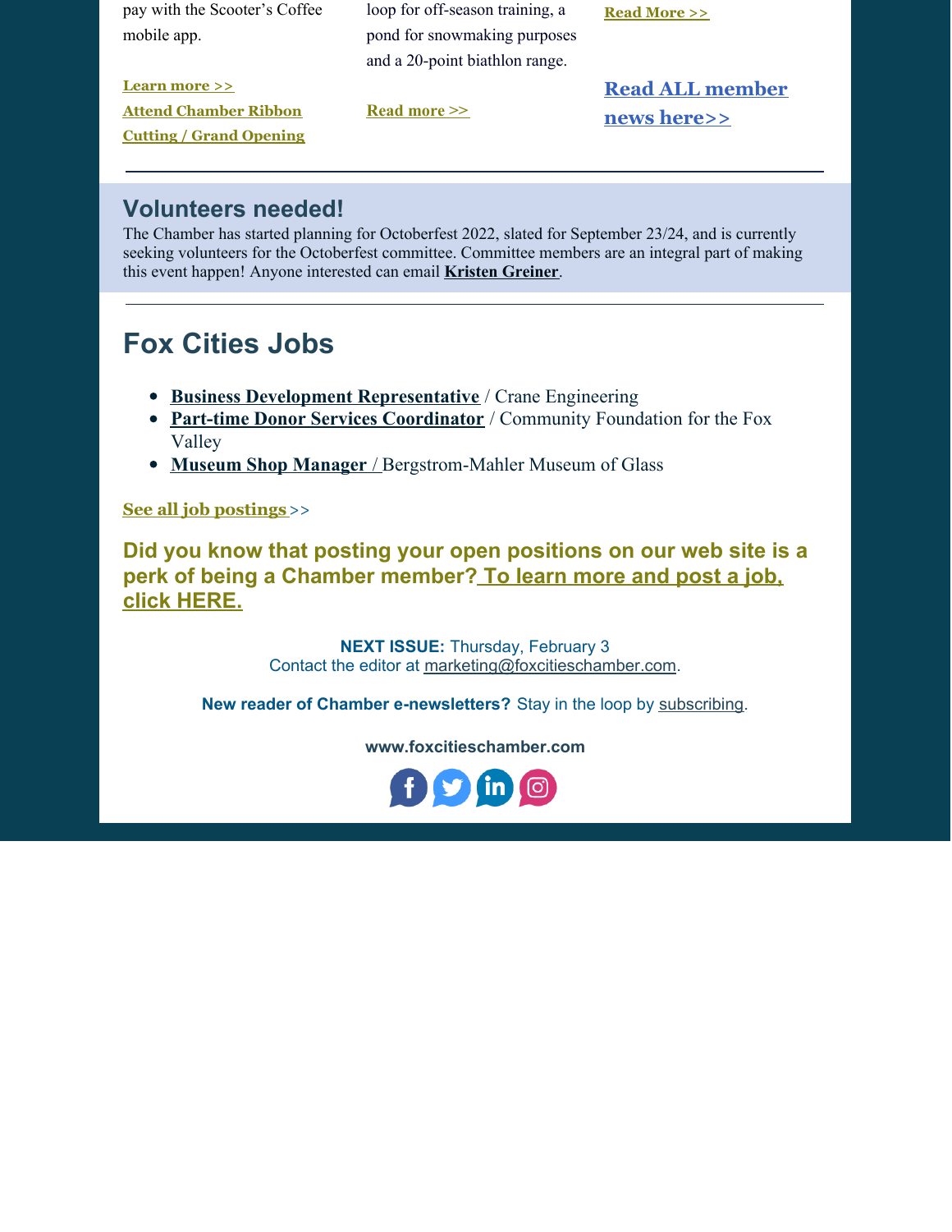pay with the Scooter's Coffee mobile app.

Learn more >>

Attend Chamber Ribbon Cutting / Grand Opening

loop for off-season training, a pond for snowmaking purposes and a 20-point biathlon range.

Read more >>

Read More >>

**Read ALL member news here>>**

---

## Volunteers needed!

The Chamber has started planning for Octoberfest 2022, slated for September 23/24, and is currently seeking volunteers for the Octoberfest committee. Committee members are an integral part of making this event happen! Anyone interested can email **Kristen Greiner**.

---

## Fox Cities Jobs

- **Business Development Representative** / Crane Engineering
- **Part-time Donor Services Coordinator** / Community Foundation for the Fox Valley
- **Museum Shop Manager** / Bergstrom-Mahler Museum of Glass

See all job postings >>

### Did you know that posting your open positions on our web site is a perk of being a Chamber member? To learn more and post a job, click HERE.

**NEXT ISSUE:** Thursday, February 3
Contact the editor at marketing@foxcitieschamber.com.

**New reader of Chamber e-newsletters?** Stay in the loop by subscribing.

**www.foxcitieschamber.com**